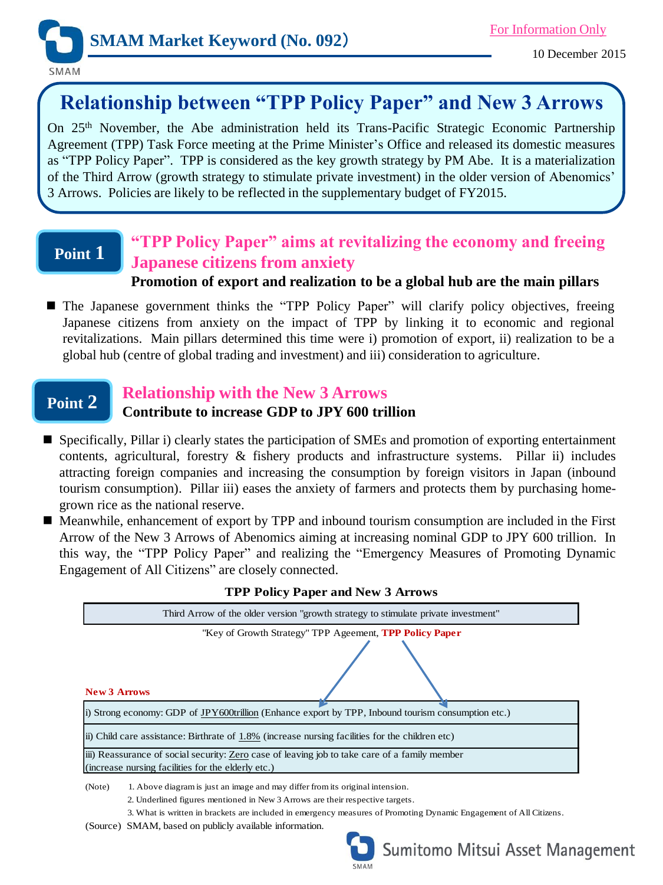SMAM Market Keyword (No. 092)

For Information Only

10 December 2015

# Relationship between "TPP Policy Paper" and New 3 Arrows

On 25th November, the Abe administration held its Trans-Pacific Strategic Economic Partnership Agreement (TPP) Task Force meeting at the Prime Minister's Office and released its domestic measures as "TPP Policy Paper". TPP is considered as the key growth strategy by PM Abe. It is a materialization of the Third Arrow (growth strategy to stimulate private investment) in the older version of Abenomics' 3 Arrows. Policies are likely to be reflected in the supplementary budget of FY2015.

## Point 1 "TPP Policy Paper" aims at revitalizing the economy and freeing Japanese citizens from anxiety

**Promotion of export and realization to be a global hub are the main pillars**

- The Japanese government thinks the "TPP Policy Paper" will clarify policy objectives, freeing Japanese citizens from anxiety on the impact of TPP by linking it to economic and regional revitalizations. Main pillars determined this time were i) promotion of export, ii) realization to be a global hub (centre of global trading and investment) and iii) consideration to agriculture.

## Point 2 Relationship with the New 3 Arrows

**Contribute to increase GDP to JPY 600 trillion**

- Specifically, Pillar i) clearly states the participation of SMEs and promotion of exporting entertainment contents, agricultural, forestry & fishery products and infrastructure systems. Pillar ii) includes attracting foreign companies and increasing the consumption by foreign visitors in Japan (inbound tourism consumption). Pillar iii) eases the anxiety of farmers and protects them by purchasing home-grown rice as the national reserve.
- Meanwhile, enhancement of export by TPP and inbound tourism consumption are included in the First Arrow of the New 3 Arrows of Abenomics aiming at increasing nominal GDP to JPY 600 trillion. In this way, the "TPP Policy Paper" and realizing the "Emergency Measures of Promoting Dynamic Engagement of All Citizens" are closely connected.

**TPP Policy Paper and New 3 Arrows**

| Third Arrow of the older version "growth strategy to stimulate private investment" |
|---|

"Key of Growth Strategy" TPP Ageement, **TPP Policy Paper**

**New 3 Arrows**

| |
|---|
| i) Strong economy: GDP of JPY600trillion (Enhance export by TPP, Inbound tourism consumption etc.) |
| ii) Child care assistance: Birthrate of 1.8% (increase nursing facilities for the children etc) |
| iii) Reassurance of social security: Zero case of leaving job to take care of a family member (increase nursing facilities for the elderly etc.) |

(Note) 1. Above diagram is just an image and may differ from its original intension.
2. Underlined figures mentioned in New 3 Arrows are their respective targets.
3. What is written in brackets are included in emergency measures of Promoting Dynamic Engagement of All Citizens.

(Source) SMAM, based on publicly available information.

Sumitomo Mitsui Asset Management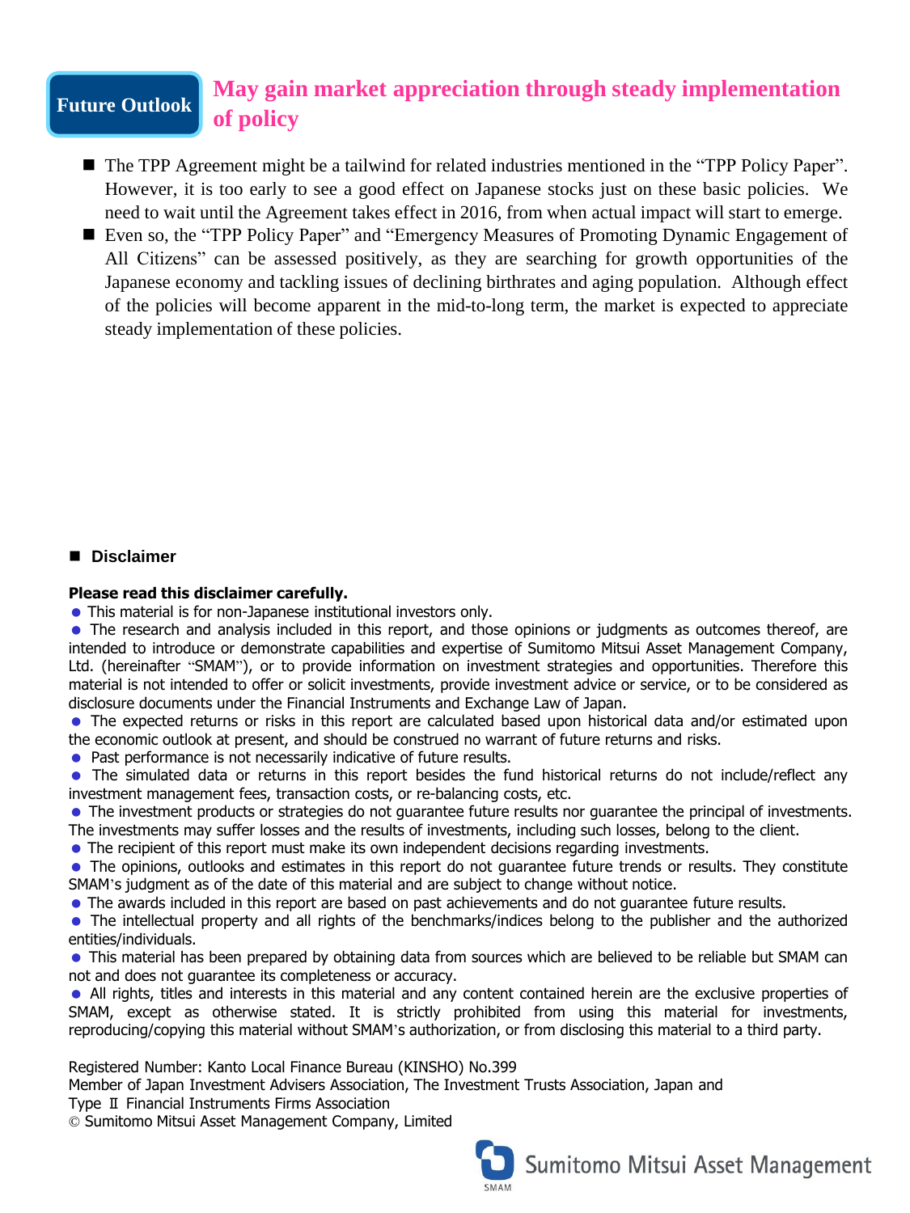## Future Outlook: May gain market appreciation through steady implementation of policy

- The TPP Agreement might be a tailwind for related industries mentioned in the "TPP Policy Paper". However, it is too early to see a good effect on Japanese stocks just on these basic policies. We need to wait until the Agreement takes effect in 2016, from when actual impact will start to emerge.
- Even so, the "TPP Policy Paper" and "Emergency Measures of Promoting Dynamic Engagement of All Citizens" can be assessed positively, as they are searching for growth opportunities of the Japanese economy and tackling issues of declining birthrates and aging population. Although effect of the policies will become apparent in the mid-to-long term, the market is expected to appreciate steady implementation of these policies.

### Disclaimer

**Please read this disclaimer carefully.**

- This material is for non-Japanese institutional investors only.
- The research and analysis included in this report, and those opinions or judgments as outcomes thereof, are intended to introduce or demonstrate capabilities and expertise of Sumitomo Mitsui Asset Management Company, Ltd. (hereinafter "SMAM"), or to provide information on investment strategies and opportunities. Therefore this material is not intended to offer or solicit investments, provide investment advice or service, or to be considered as disclosure documents under the Financial Instruments and Exchange Law of Japan.
- The expected returns or risks in this report are calculated based upon historical data and/or estimated upon the economic outlook at present, and should be construed no warrant of future returns and risks.
- Past performance is not necessarily indicative of future results.
- The simulated data or returns in this report besides the fund historical returns do not include/reflect any investment management fees, transaction costs, or re-balancing costs, etc.
- The investment products or strategies do not guarantee future results nor guarantee the principal of investments. The investments may suffer losses and the results of investments, including such losses, belong to the client.
- The recipient of this report must make its own independent decisions regarding investments.
- The opinions, outlooks and estimates in this report do not guarantee future trends or results. They constitute SMAM's judgment as of the date of this material and are subject to change without notice.
- The awards included in this report are based on past achievements and do not guarantee future results.
- The intellectual property and all rights of the benchmarks/indices belong to the publisher and the authorized entities/individuals.
- This material has been prepared by obtaining data from sources which are believed to be reliable but SMAM can not and does not guarantee its completeness or accuracy.
- All rights, titles and interests in this material and any content contained herein are the exclusive properties of SMAM, except as otherwise stated. It is strictly prohibited from using this material for investments, reproducing/copying this material without SMAM's authorization, or from disclosing this material to a third party.

Registered Number: Kanto Local Finance Bureau (KINSHO) No.399
Member of Japan Investment Advisers Association, The Investment Trusts Association, Japan and Type Ⅱ Financial Instruments Firms Association
© Sumitomo Mitsui Asset Management Company, Limited

Sumitomo Mitsui Asset Management